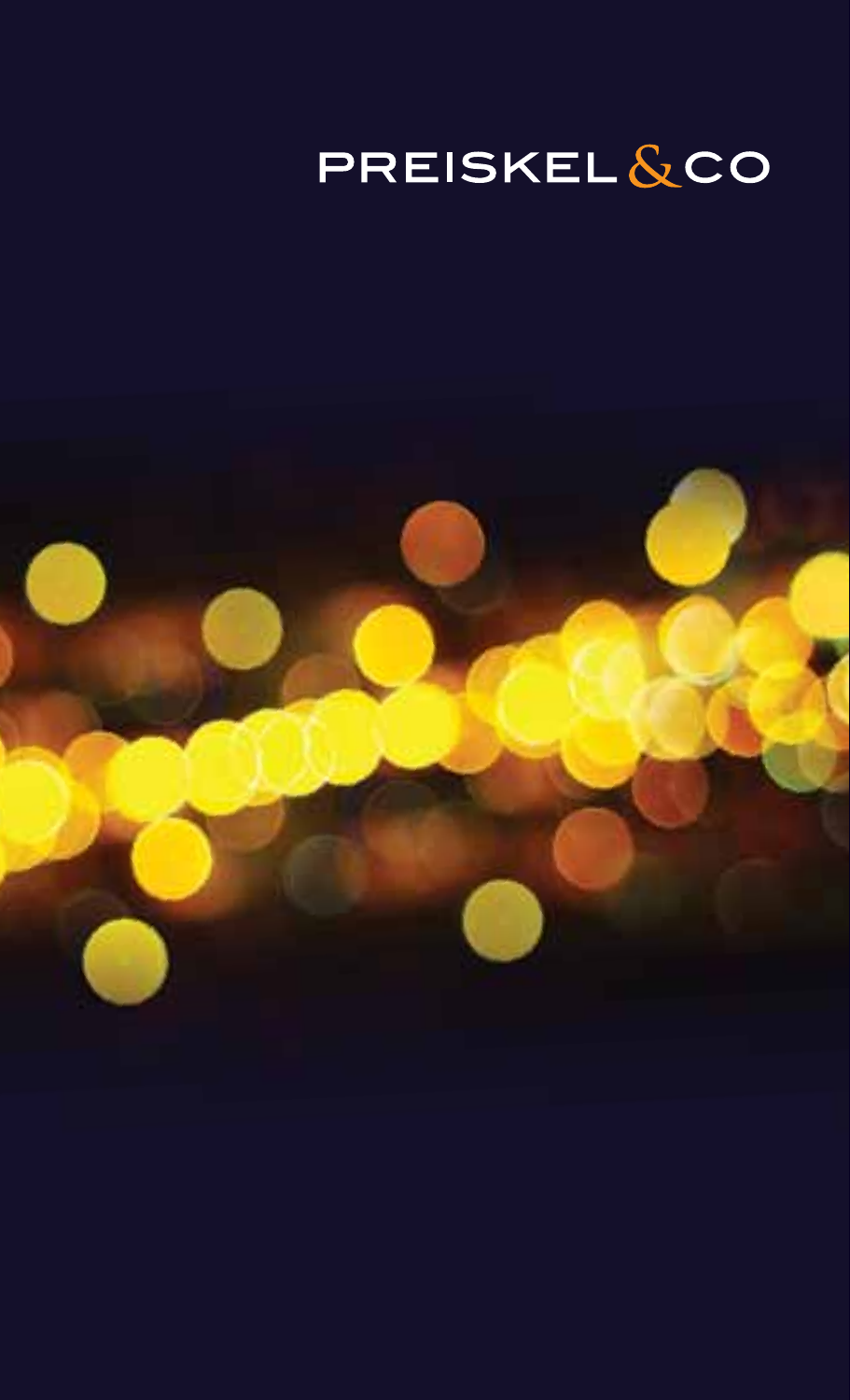# PREISKEL & CO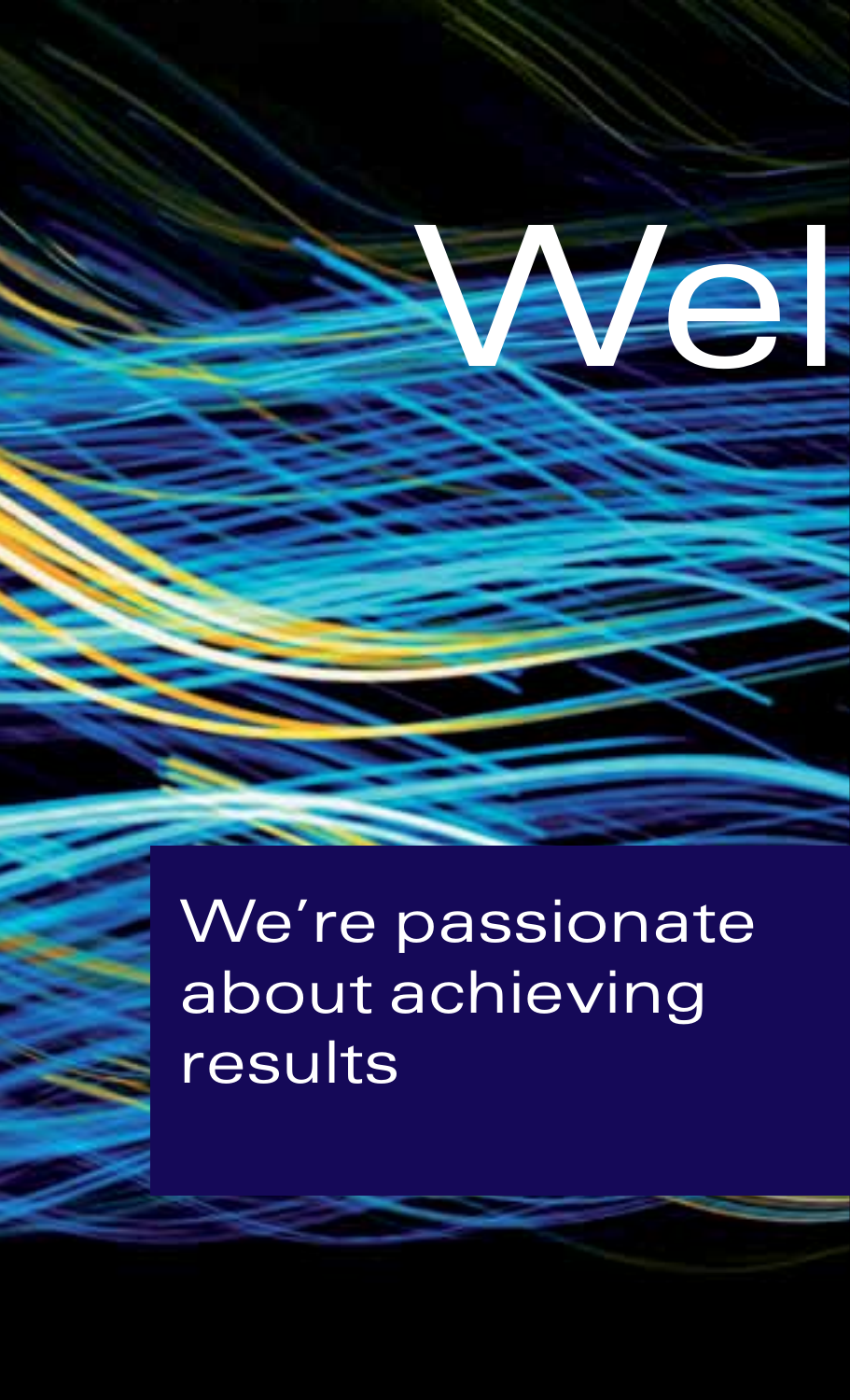Wel

We're passionate about achieving results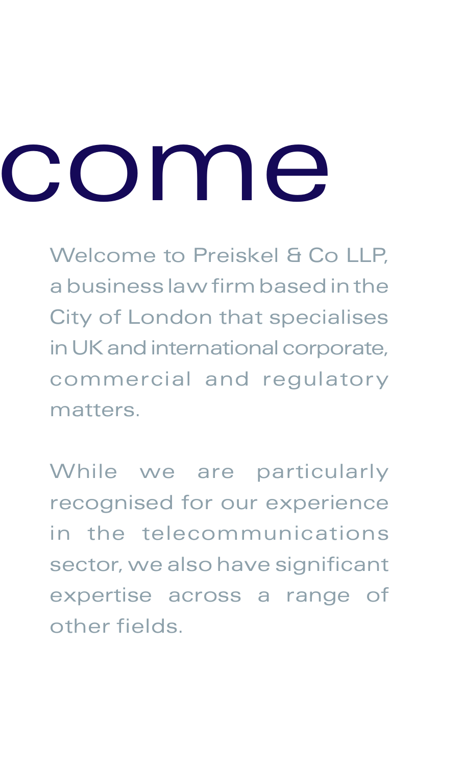# come

Welcome to Preiskel & Co LLP, a business law firm based in the City of London that specialises in UK and international corporate, commercial and regulatory matters.

While we are particularly recognised for our experience in the telecommunications sector, we also have significant expertise across a range of other fields.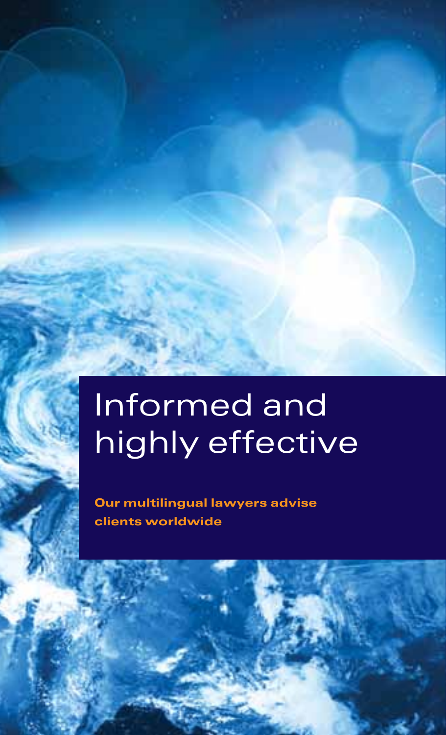# Informed and highly effective

**Our multilingual lawyers advise clients worldwide**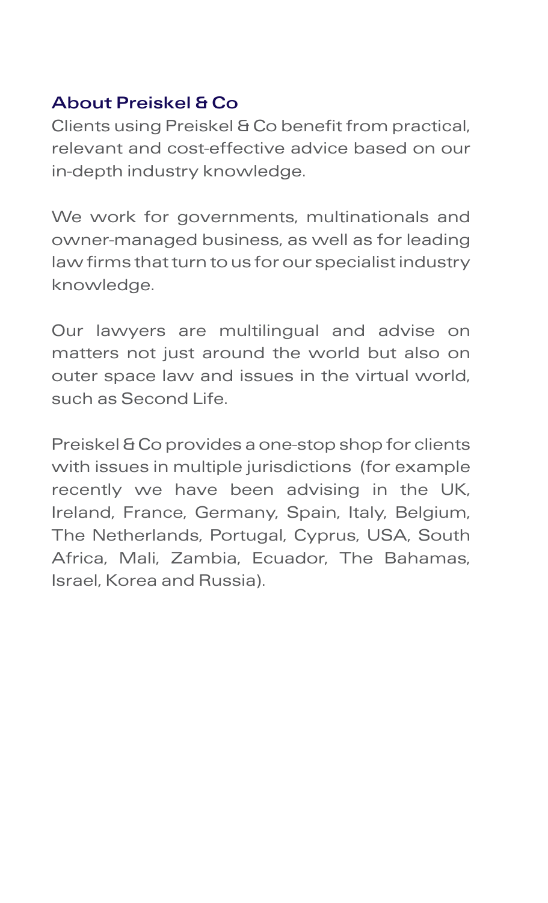## About Preiskel & Co

Clients using Preiskel & Co benefit from practical, relevant and cost-effective advice based on our in-depth industry knowledge.

We work for governments, multinationals and owner-managed business, as well as for leading law firms that turn to us for our specialist industry knowledge.

Our lawyers are multilingual and advise on matters not just around the world but also on outer space law and issues in the virtual world, such as Second Life.

Preiskel & Co provides a one-stop shop for clients with issues in multiple jurisdictions (for example recently we have been advising in the UK, Ireland, France, Germany, Spain, Italy, Belgium, The Netherlands, Portugal, Cyprus, USA, South Africa, Mali, Zambia, Ecuador, The Bahamas, Israel, Korea and Russia).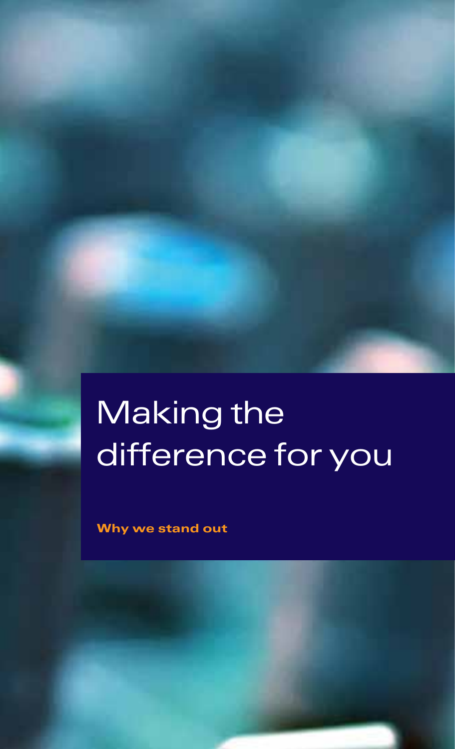# Making the difference for you

**Why we stand out**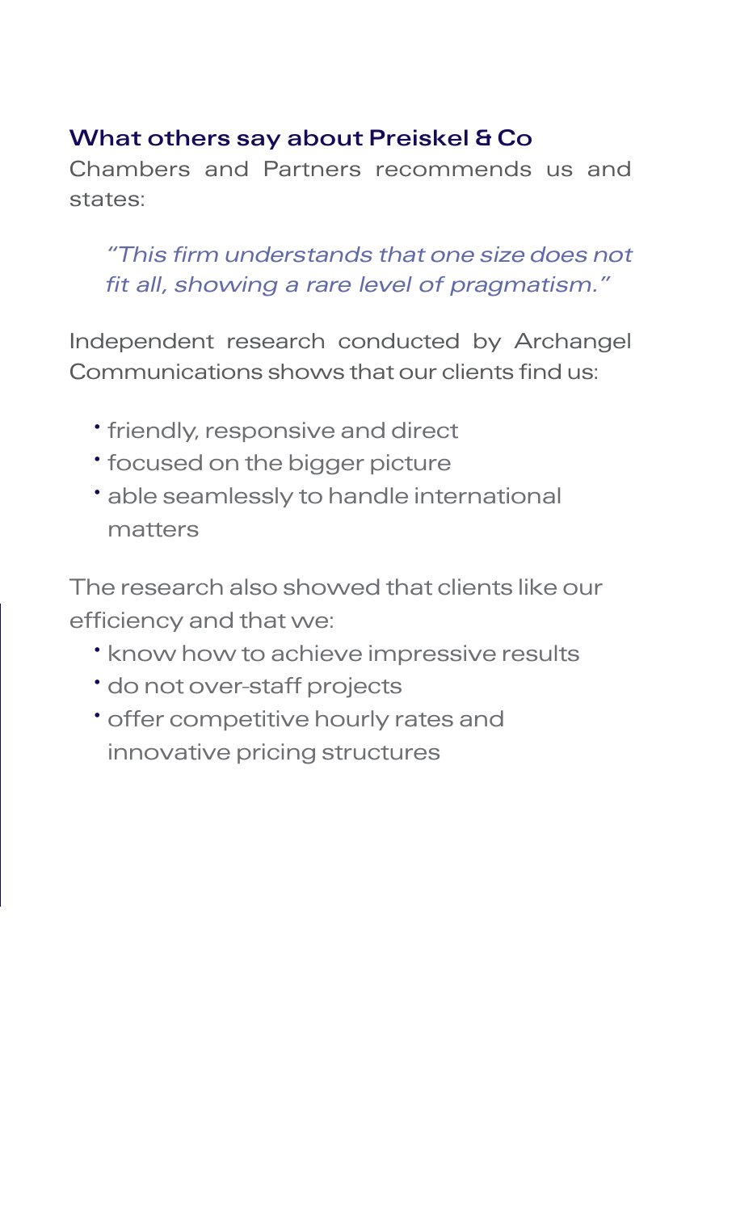## What others say about Preiskel & Co

Chambers and Partners recommends us and states:

> *"This firm understands that one size does not fit all, showing a rare level of pragmatism."*

Independent research conducted by Archangel Communications shows that our clients find us:

- friendly, responsive and direct
- focused on the bigger picture
- able seamlessly to handle international matters

The research also showed that clients like our efficiency and that we:

- know how to achieve impressive results
- do not over-staff projects
- offer competitive hourly rates and innovative pricing structures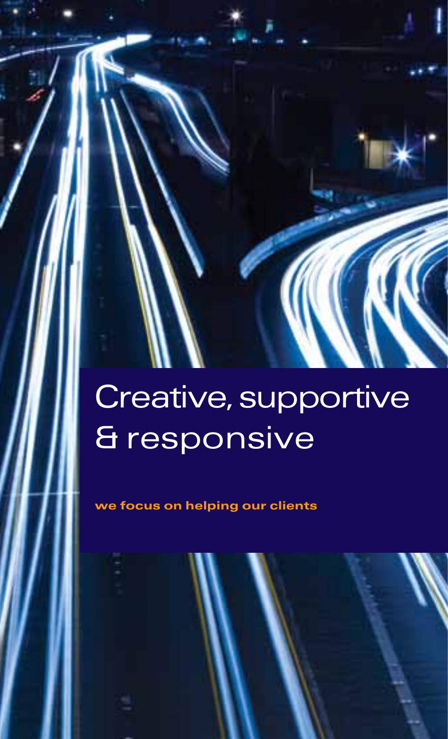# Creative, supportive & responsive

**we focus on helping our clients**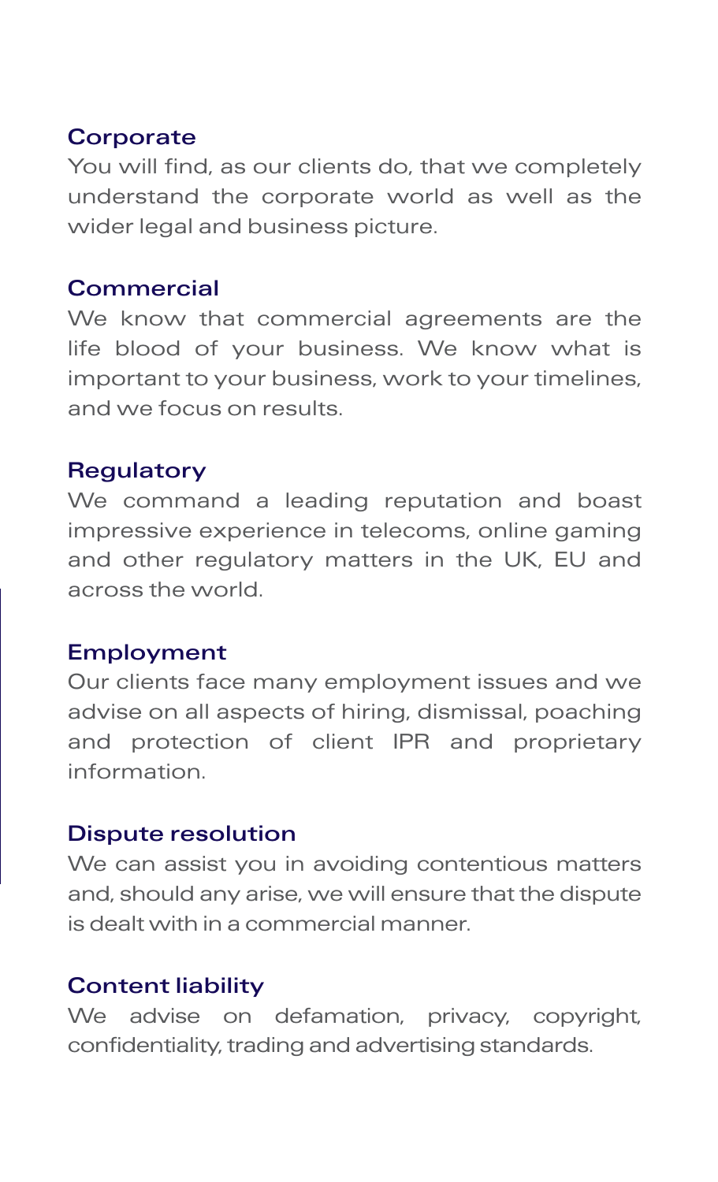### Corporate

You will find, as our clients do, that we completely understand the corporate world as well as the wider legal and business picture.

### Commercial

We know that commercial agreements are the life blood of your business. We know what is important to your business, work to your timelines, and we focus on results.

### Regulatory

We command a leading reputation and boast impressive experience in telecoms, online gaming and other regulatory matters in the UK, EU and across the world.

### Employment

Our clients face many employment issues and we advise on all aspects of hiring, dismissal, poaching and protection of client IPR and proprietary information.

### Dispute resolution

We can assist you in avoiding contentious matters and, should any arise, we will ensure that the dispute is dealt with in a commercial manner.

### Content liability

We advise on defamation, privacy, copyright, confidentiality, trading and advertising standards.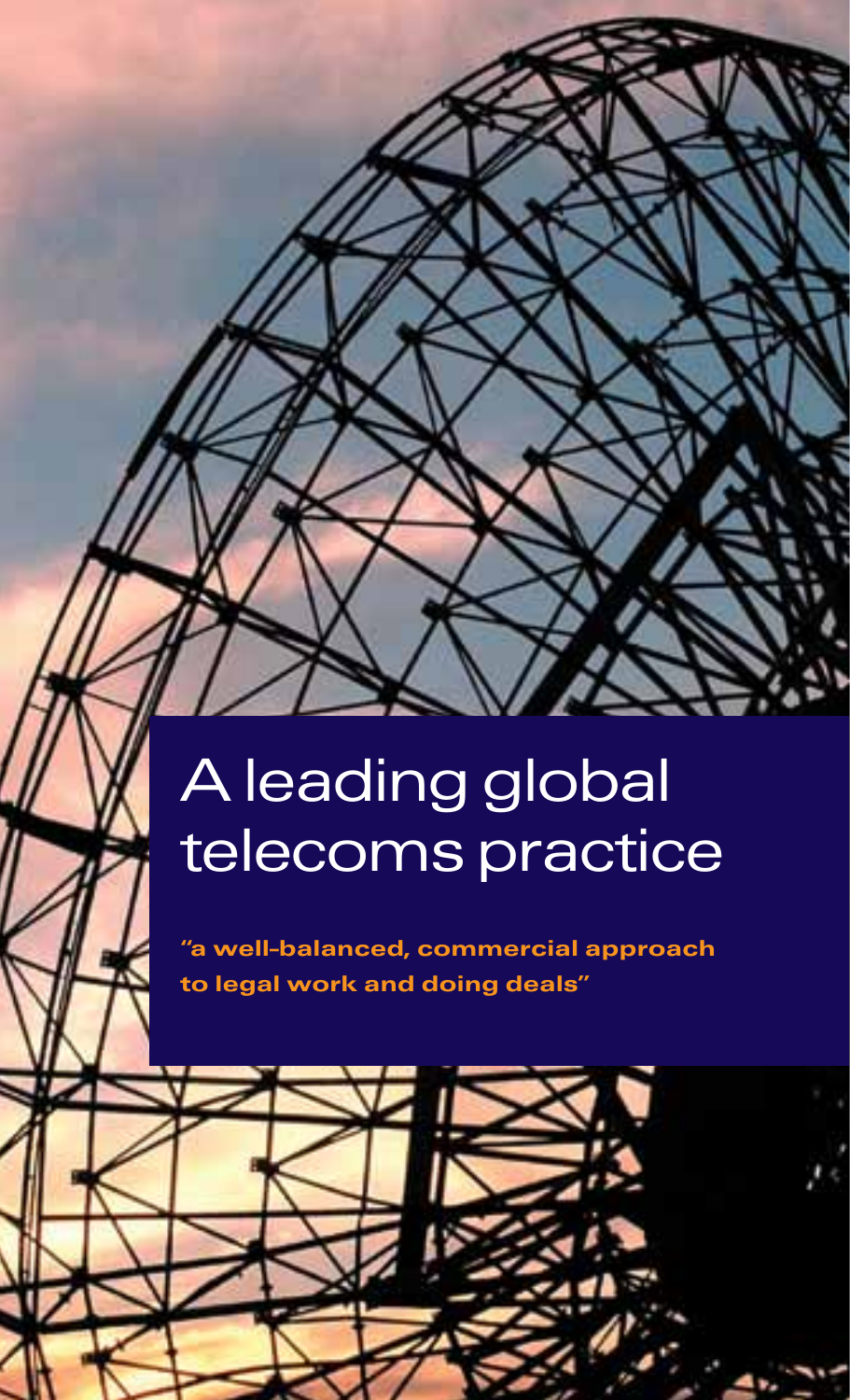# A leading global telecoms practice

**"a well-balanced, commercial approach to legal work and doing deals"**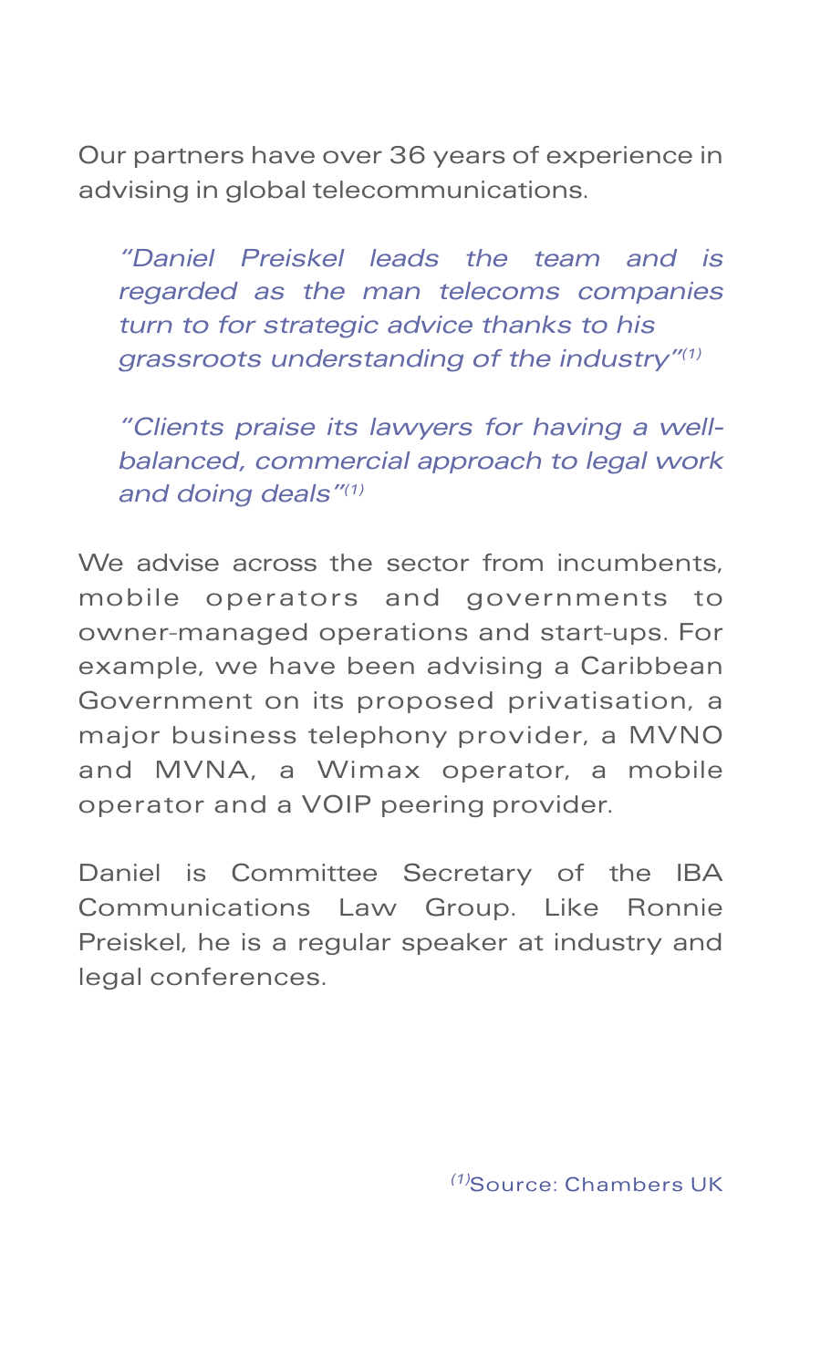Our partners have over 36 years of experience in advising in global telecommunications.

> *"Daniel Preiskel leads the team and is regarded as the man telecoms companies turn to for strategic advice thanks to his grassroots understanding of the industry"*[1]

> *"Clients praise its lawyers for having a well-balanced, commercial approach to legal work and doing deals"*[1]

We advise across the sector from incumbents, mobile operators and governments to owner-managed operations and start-ups. For example, we have been advising a Caribbean Government on its proposed privatisation, a major business telephony provider, a MVNO and MVNA, a Wimax operator, a mobile operator and a VOIP peering provider.

Daniel is Committee Secretary of the IBA Communications Law Group. Like Ronnie Preiskel, he is a regular speaker at industry and legal conferences.

[1] Source: Chambers UK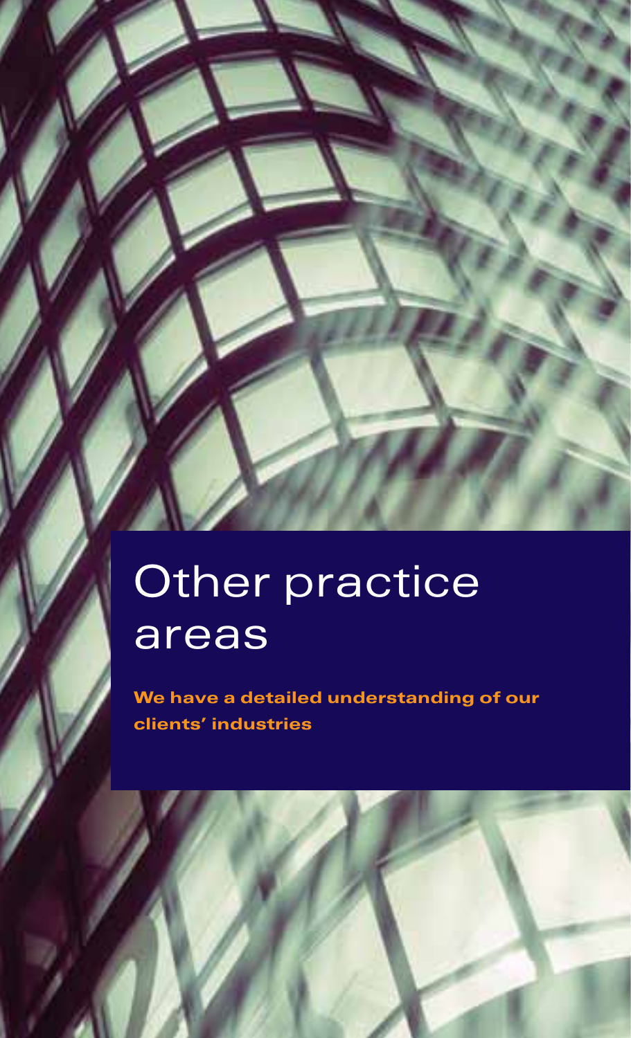# Other practice areas

**We have a detailed understanding of our clients' industries**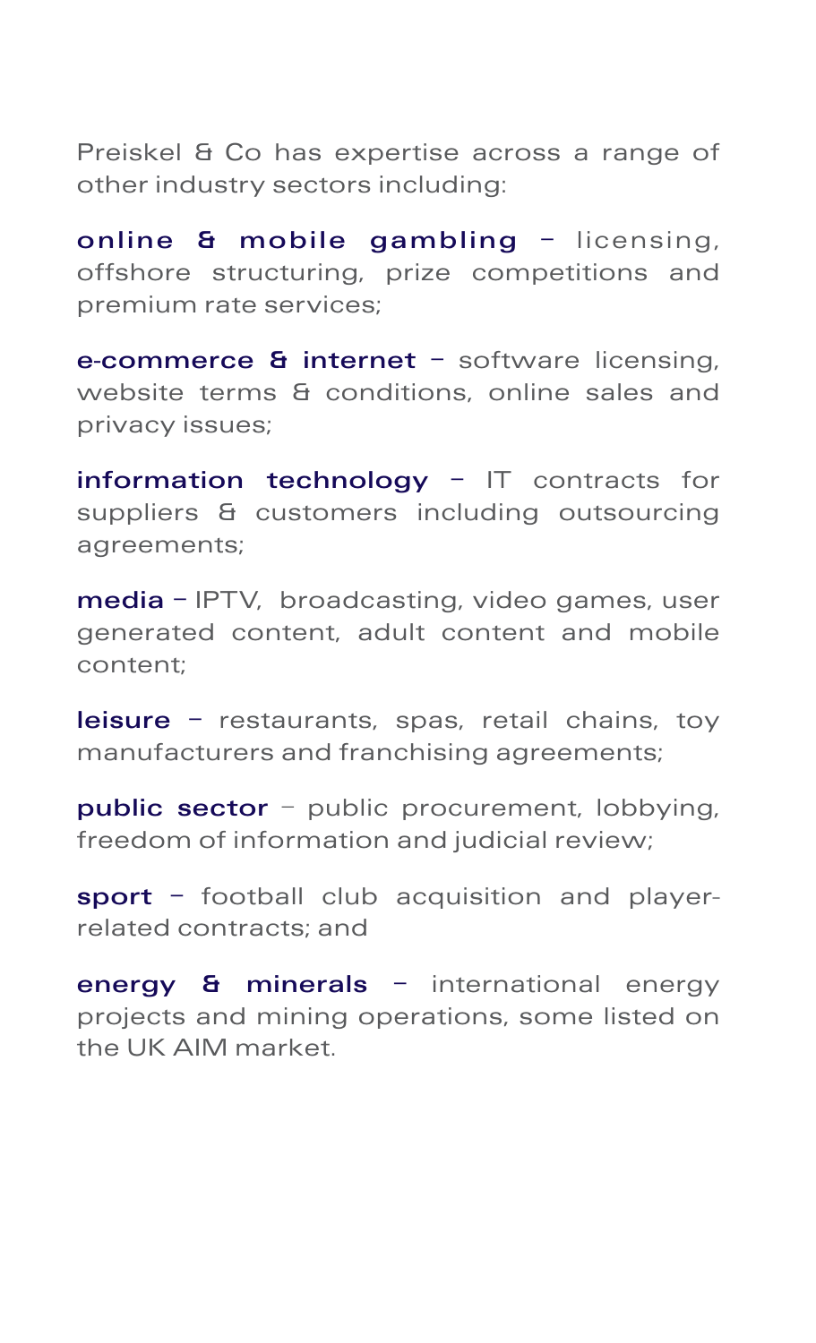Preiskel & Co has expertise across a range of other industry sectors including:

**online & mobile gambling** – licensing, offshore structuring, prize competitions and premium rate services;

**e-commerce & internet** – software licensing, website terms & conditions, online sales and privacy issues;

**information technology** – IT contracts for suppliers & customers including outsourcing agreements;

**media** – IPTV, broadcasting, video games, user generated content, adult content and mobile content;

**leisure** – restaurants, spas, retail chains, toy manufacturers and franchising agreements;

**public sector** – public procurement, lobbying, freedom of information and judicial review;

**sport** – football club acquisition and player-related contracts; and

**energy & minerals** – international energy projects and mining operations, some listed on the UK AIM market.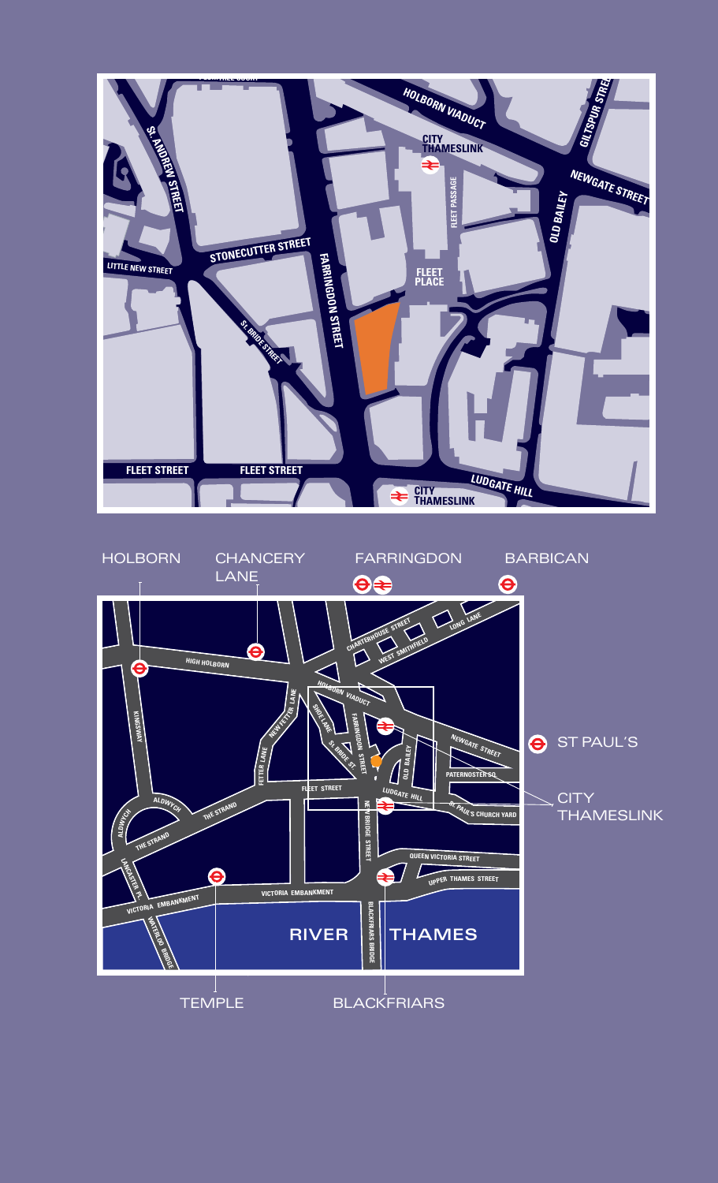HOLBORN VIADUCT

GILTSPUR STREET

CITY THAMESLINK

NEWGATE STREET

FLEET PASSAGE

OLD BAILEY

ST. ANDREW STREET

STONECUTTER STREET

LITTLE NEW STREET

FARRINGDON STREET

FLEET PLACE

ST. BRIDE STREET

FLEET STREET

FLEET STREET

LUDGATE HILL

CITY THAMESLINK

HOLBORN

CHANCERY LANE

FARRINGDON

BARBICAN

CHARTERHOUSE STREET

LONG LANE

WEST SMITHFIELD

HIGH HOLBORN

HOLBORN VIADUCT

KINGSWAY

NEW FETTER LANE

SHOE LANE

FARRINGDON STREET

NEWGATE STREET

ST PAUL'S

ST. BRIDE ST

OLD BAILEY

FETTER LANE

PATERNOSTER SQ

FLEET STREET

LUDGATE HILL

CITY THAMESLINK

ALDWYCH

THE STRAND

ALDWYCH

NEW BRIDGE STREET

ST PAUL'S CHURCH YARD

THE STRAND

QUEEN VICTORIA STREET

UPPER THAMES STREET

LANCASTER PL.

VICTORIA EMBANKMENT

VICTORIA EMBANKMENT

WATERLOO BRIDGE

RIVER THAMES

BLACKFRIARS BRIDGE

TEMPLE

BLACKFRIARS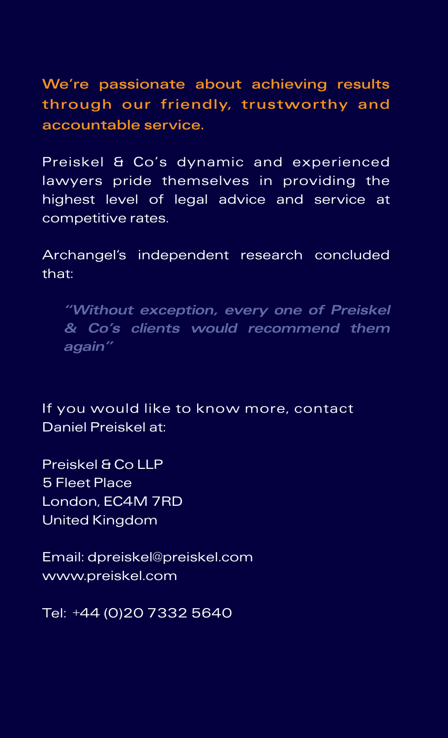**We're passionate about achieving results through our friendly, trustworthy and accountable service.**

Preiskel & Co's dynamic and experienced lawyers pride themselves in providing the highest level of legal advice and service at competitive rates.

Archangel's independent research concluded that:

> *"Without exception, every one of Preiskel & Co's clients would recommend them again"*

If you would like to know more, contact Daniel Preiskel at:

Preiskel & Co LLP
5 Fleet Place
London, EC4M 7RD
United Kingdom

Email: dpreiskel@preiskel.com
www.preiskel.com

Tel: +44 (0)20 7332 5640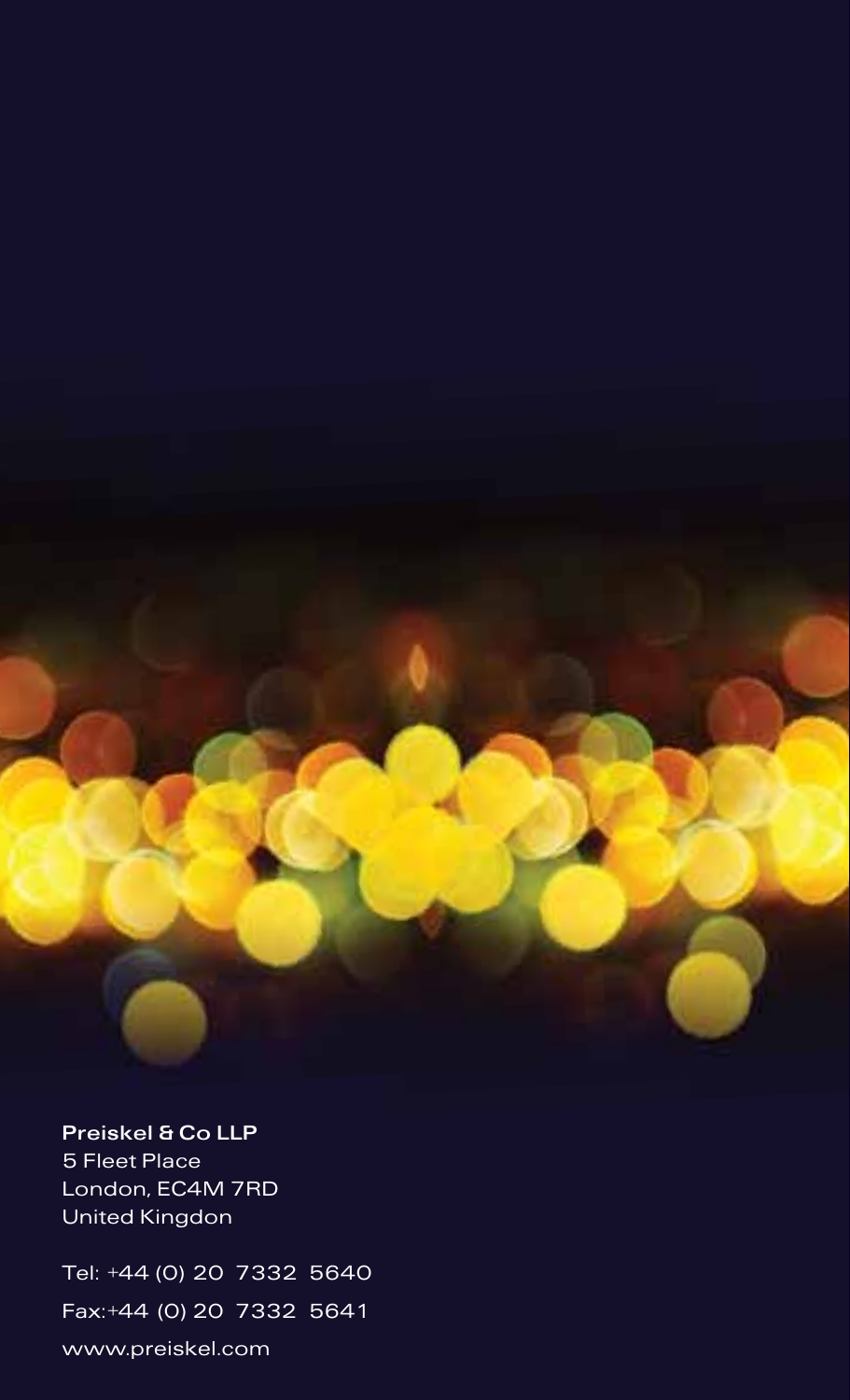**Preiskel & Co LLP**
5 Fleet Place
London, EC4M 7RD
United Kingdon

Tel: +44 (0) 20 7332 5640

Fax:+44 (0) 20 7332 5641

www.preiskel.com